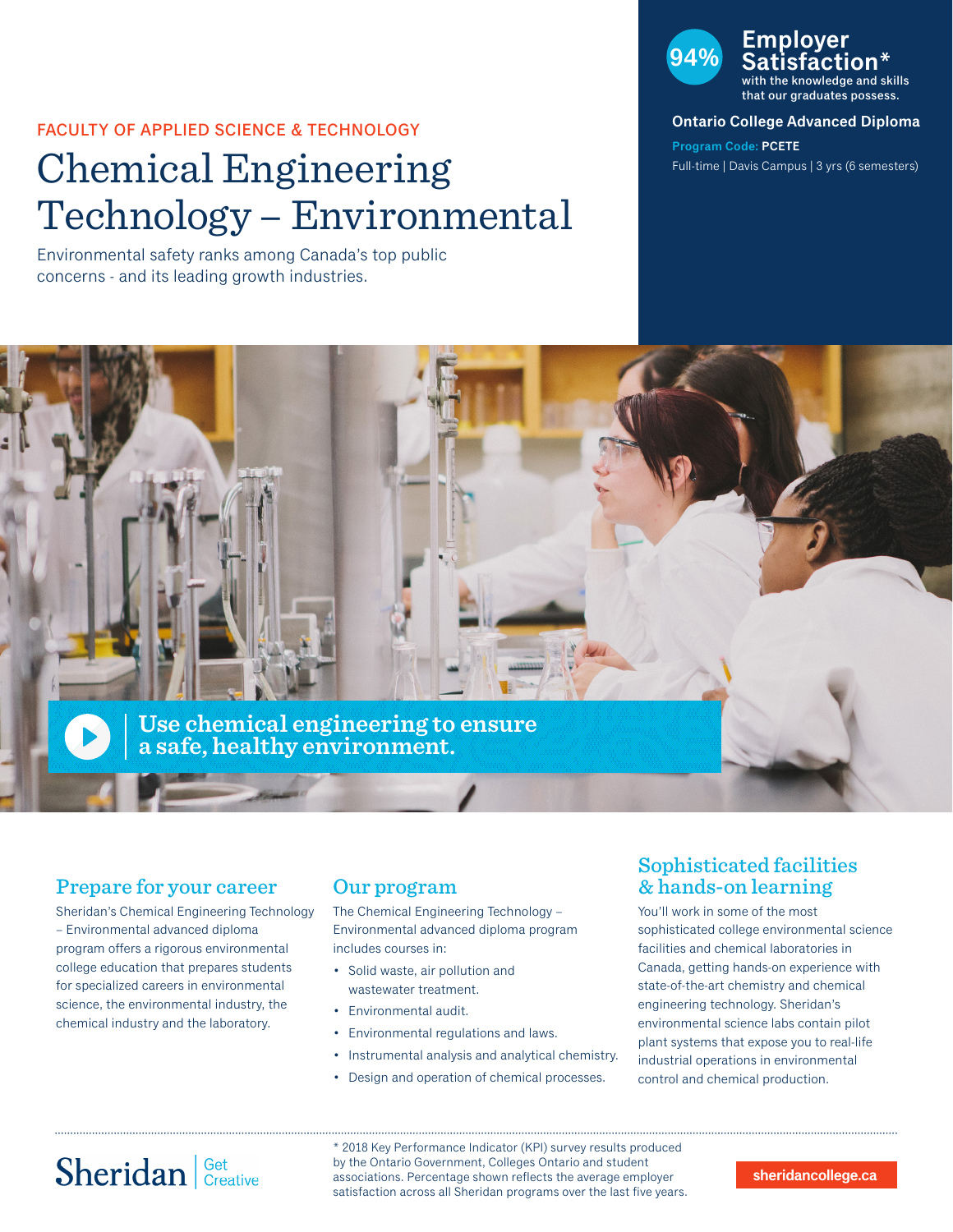FACULTY OF APPLIED SCIENCE & TECHNOLOGY

# Chemical Engineering Technology – Environmental

Environmental safety ranks among Canada's top public concerns - and its leading growth industries.

**94% Employer Satisfaction*** with the knowledge and skills that our graduates possess.

**Ontario College Advanced Diploma**

**Program Code:** PCETE

Full-time | Davis Campus | 3 yrs (6 semesters)

Use chemical engineering to ensure a safe, healthy environment.

## Prepare for your career

Sheridan's Chemical Engineering Technology – Environmental advanced diploma program offers a rigorous environmental college education that prepares students for specialized careers in environmental science, the environmental industry, the chemical industry and the laboratory.

## Our program

The Chemical Engineering Technology – Environmental advanced diploma program includes courses in:

- Solid waste, air pollution and wastewater treatment.
- Environmental audit.
- Environmental regulations and laws.
- Instrumental analysis and analytical chemistry.
- Design and operation of chemical processes.

## Sophisticated facilities & hands-on learning

You'll work in some of the most sophisticated college environmental science facilities and chemical laboratories in Canada, getting hands-on experience with state-of-the-art chemistry and chemical engineering technology. Sheridan's environmental science labs contain pilot plant systems that expose you to real-life industrial operations in environmental control and chemical production.

---

Sheridan | Get Creative

* 2018 Key Performance Indicator (KPI) survey results produced by the Ontario Government, Colleges Ontario and student associations. Percentage shown reflects the average employer satisfaction across all Sheridan programs over the last five years.

sheridancollege.ca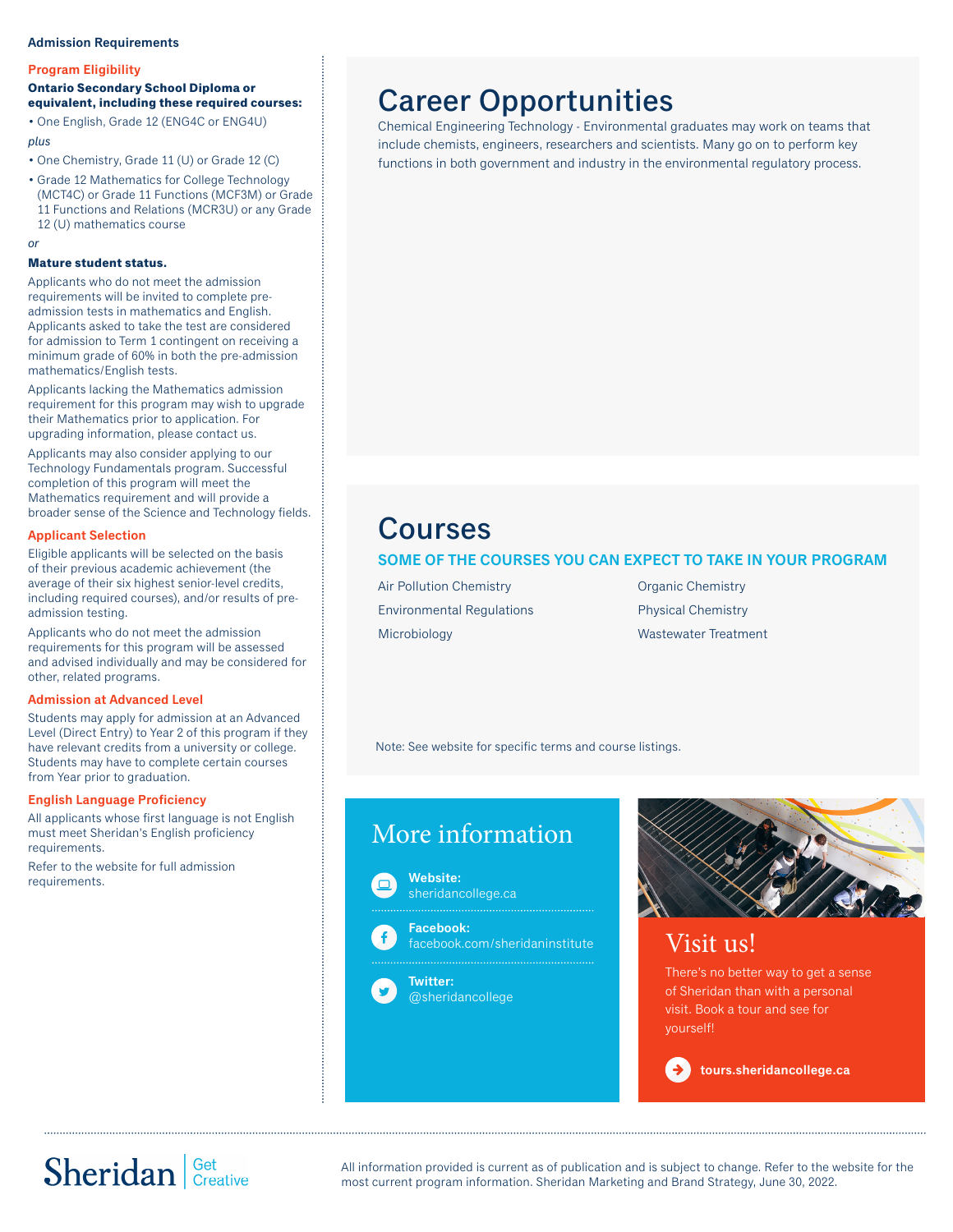## Admission Requirements

### Program Eligibility

**Ontario Secondary School Diploma or equivalent, including these required courses:**

- One English, Grade 12 (ENG4C or ENG4U)

*plus*

- One Chemistry, Grade 11 (U) or Grade 12 (C)
- Grade 12 Mathematics for College Technology (MCT4C) or Grade 11 Functions (MCF3M) or Grade 11 Functions and Relations (MCR3U) or any Grade 12 (U) mathematics course

*or*

**Mature student status.**

Applicants who do not meet the admission requirements will be invited to complete pre-admission tests in mathematics and English. Applicants asked to take the test are considered for admission to Term 1 contingent on receiving a minimum grade of 60% in both the pre-admission mathematics/English tests.

Applicants lacking the Mathematics admission requirement for this program may wish to upgrade their Mathematics prior to application. For upgrading information, please contact us.

Applicants may also consider applying to our Technology Fundamentals program. Successful completion of this program will meet the Mathematics requirement and will provide a broader sense of the Science and Technology fields.

### Applicant Selection

Eligible applicants will be selected on the basis of their previous academic achievement (the average of their six highest senior-level credits, including required courses), and/or results of pre-admission testing.

Applicants who do not meet the admission requirements for this program will be assessed and advised individually and may be considered for other, related programs.

### Admission at Advanced Level

Students may apply for admission at an Advanced Level (Direct Entry) to Year 2 of this program if they have relevant credits from a university or college. Students may have to complete certain courses from Year prior to graduation.

### English Language Proficiency

All applicants whose first language is not English must meet Sheridan's English proficiency requirements.

Refer to the website for full admission requirements.

# Career Opportunities

Chemical Engineering Technology - Environmental graduates may work on teams that include chemists, engineers, researchers and scientists. Many go on to perform key functions in both government and industry in the environmental regulatory process.

# Courses

### SOME OF THE COURSES YOU CAN EXPECT TO TAKE IN YOUR PROGRAM

- Air Pollution Chemistry
- Environmental Regulations
- Microbiology
- Organic Chemistry
- Physical Chemistry
- Wastewater Treatment

Note: See website for specific terms and course listings.

## More information

**Website:**
sheridancollege.ca

**Facebook:**
facebook.com/sheridaninstitute

**Twitter:**
@sheridancollege

## Visit us!

There's no better way to get a sense of Sheridan than with a personal visit. Book a tour and see for yourself!

**tours.sheridancollege.ca**

Sheridan | Get Creative

All information provided is current as of publication and is subject to change. Refer to the website for the most current program information. Sheridan Marketing and Brand Strategy, June 30, 2022.